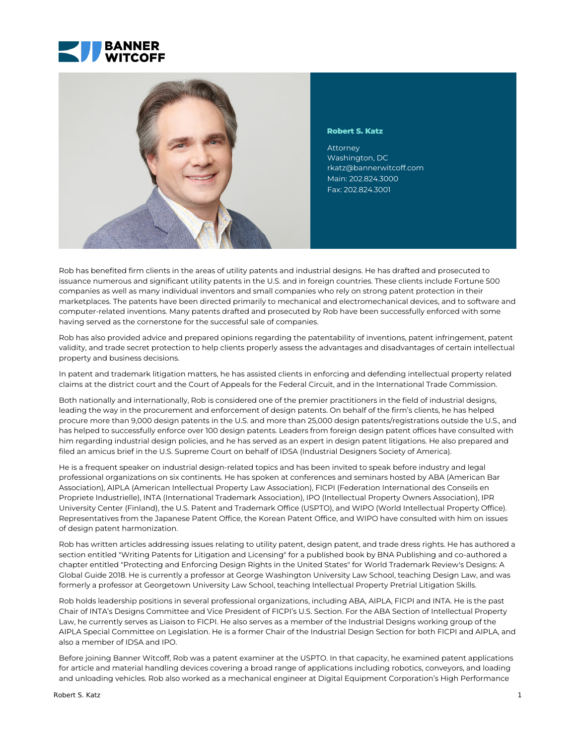**BANNER WITCOFF**

## Robert S. Katz

Attorney
Washington, DC
rkatz@bannerwitcoff.com
Main: 202.824.3000
Fax: 202.824.3001

Rob has benefited firm clients in the areas of utility patents and industrial designs. He has drafted and prosecuted to issuance numerous and significant utility patents in the U.S. and in foreign countries. These clients include Fortune 500 companies as well as many individual inventors and small companies who rely on strong patent protection in their marketplaces. The patents have been directed primarily to mechanical and electromechanical devices, and to software and computer-related inventions. Many patents drafted and prosecuted by Rob have been successfully enforced with some having served as the cornerstone for the successful sale of companies.

Rob has also provided advice and prepared opinions regarding the patentability of inventions, patent infringement, patent validity, and trade secret protection to help clients properly assess the advantages and disadvantages of certain intellectual property and business decisions.

In patent and trademark litigation matters, he has assisted clients in enforcing and defending intellectual property related claims at the district court and the Court of Appeals for the Federal Circuit, and in the International Trade Commission.

Both nationally and internationally, Rob is considered one of the premier practitioners in the field of industrial designs, leading the way in the procurement and enforcement of design patents. On behalf of the firm's clients, he has helped procure more than 9,000 design patents in the U.S. and more than 25,000 design patents/registrations outside the U.S., and has helped to successfully enforce over 100 design patents. Leaders from foreign design patent offices have consulted with him regarding industrial design policies, and he has served as an expert in design patent litigations. He also prepared and filed an amicus brief in the U.S. Supreme Court on behalf of IDSA (Industrial Designers Society of America).

He is a frequent speaker on industrial design-related topics and has been invited to speak before industry and legal professional organizations on six continents. He has spoken at conferences and seminars hosted by ABA (American Bar Association), AIPLA (American Intellectual Property Law Association), FICPI (Federation International des Conseils en Propriete Industrielle), INTA (International Trademark Association), IPO (Intellectual Property Owners Association), IPR University Center (Finland), the U.S. Patent and Trademark Office (USPTO), and WIPO (World Intellectual Property Office). Representatives from the Japanese Patent Office, the Korean Patent Office, and WIPO have consulted with him on issues of design patent harmonization.

Rob has written articles addressing issues relating to utility patent, design patent, and trade dress rights. He has authored a section entitled "Writing Patents for Litigation and Licensing" for a published book by BNA Publishing and co-authored a chapter entitled "Protecting and Enforcing Design Rights in the United States" for World Trademark Review's Designs: A Global Guide 2018. He is currently a professor at George Washington University Law School, teaching Design Law, and was formerly a professor at Georgetown University Law School, teaching Intellectual Property Pretrial Litigation Skills.

Rob holds leadership positions in several professional organizations, including ABA, AIPLA, FICPI and INTA. He is the past Chair of INTA's Designs Committee and Vice President of FICPI's U.S. Section. For the ABA Section of Intellectual Property Law, he currently serves as Liaison to FICPI. He also serves as a member of the Industrial Designs working group of the AIPLA Special Committee on Legislation. He is a former Chair of the Industrial Design Section for both FICPI and AIPLA, and also a member of IDSA and IPO.

Before joining Banner Witcoff, Rob was a patent examiner at the USPTO. In that capacity, he examined patent applications for article and material handling devices covering a broad range of applications including robotics, conveyors, and loading and unloading vehicles. Rob also worked as a mechanical engineer at Digital Equipment Corporation's High Performance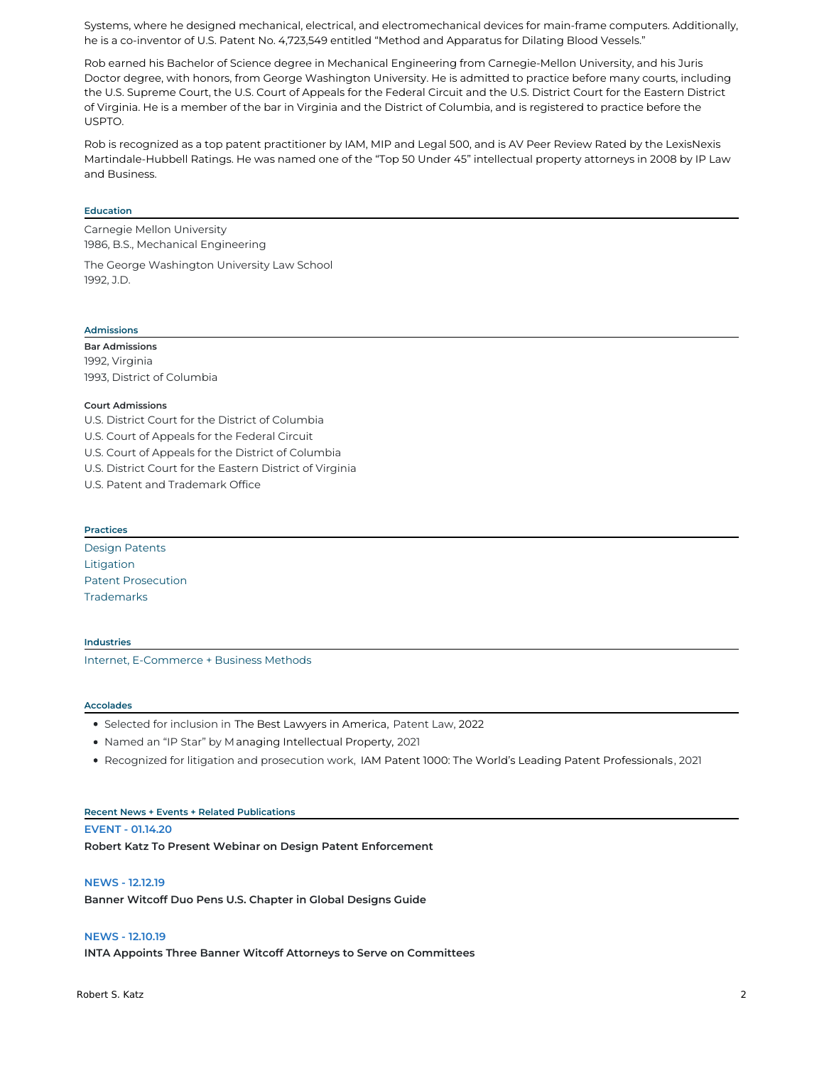Systems, where he designed mechanical, electrical, and electromechanical devices for main-frame computers. Additionally, he is a co-inventor of U.S. Patent No. 4,723,549 entitled "Method and Apparatus for Dilating Blood Vessels."

Rob earned his Bachelor of Science degree in Mechanical Engineering from Carnegie-Mellon University, and his Juris Doctor degree, with honors, from George Washington University. He is admitted to practice before many courts, including the U.S. Supreme Court, the U.S. Court of Appeals for the Federal Circuit and the U.S. District Court for the Eastern District of Virginia. He is a member of the bar in Virginia and the District of Columbia, and is registered to practice before the USPTO.

Rob is recognized as a top patent practitioner by IAM, MIP and Legal 500, and is AV Peer Review Rated by the LexisNexis Martindale-Hubbell Ratings. He was named one of the "Top 50 Under 45" intellectual property attorneys in 2008 by IP Law and Business.

## Education

Carnegie Mellon University
1986, B.S., Mechanical Engineering

The George Washington University Law School
1992, J.D.

## Admissions

**Bar Admissions**
1992, Virginia
1993, District of Columbia

**Court Admissions**
U.S. District Court for the District of Columbia
U.S. Court of Appeals for the Federal Circuit
U.S. Court of Appeals for the District of Columbia
U.S. District Court for the Eastern District of Virginia
U.S. Patent and Trademark Office

## Practices

Design Patents
Litigation
Patent Prosecution
Trademarks

## Industries

Internet, E-Commerce + Business Methods

## Accolades

- Selected for inclusion in *The Best Lawyers in America*, Patent Law, 2022
- Named an "IP Star" by *Managing Intellectual Property*, 2021
- Recognized for litigation and prosecution work, *IAM Patent 1000: The World's Leading Patent Professionals*, 2021

## Recent News + Events + Related Publications

**EVENT - 01.14.20**
**Robert Katz To Present Webinar on Design Patent Enforcement**

**NEWS - 12.12.19**
**Banner Witcoff Duo Pens U.S. Chapter in Global Designs Guide**

**NEWS - 12.10.19**
**INTA Appoints Three Banner Witcoff Attorneys to Serve on Committees**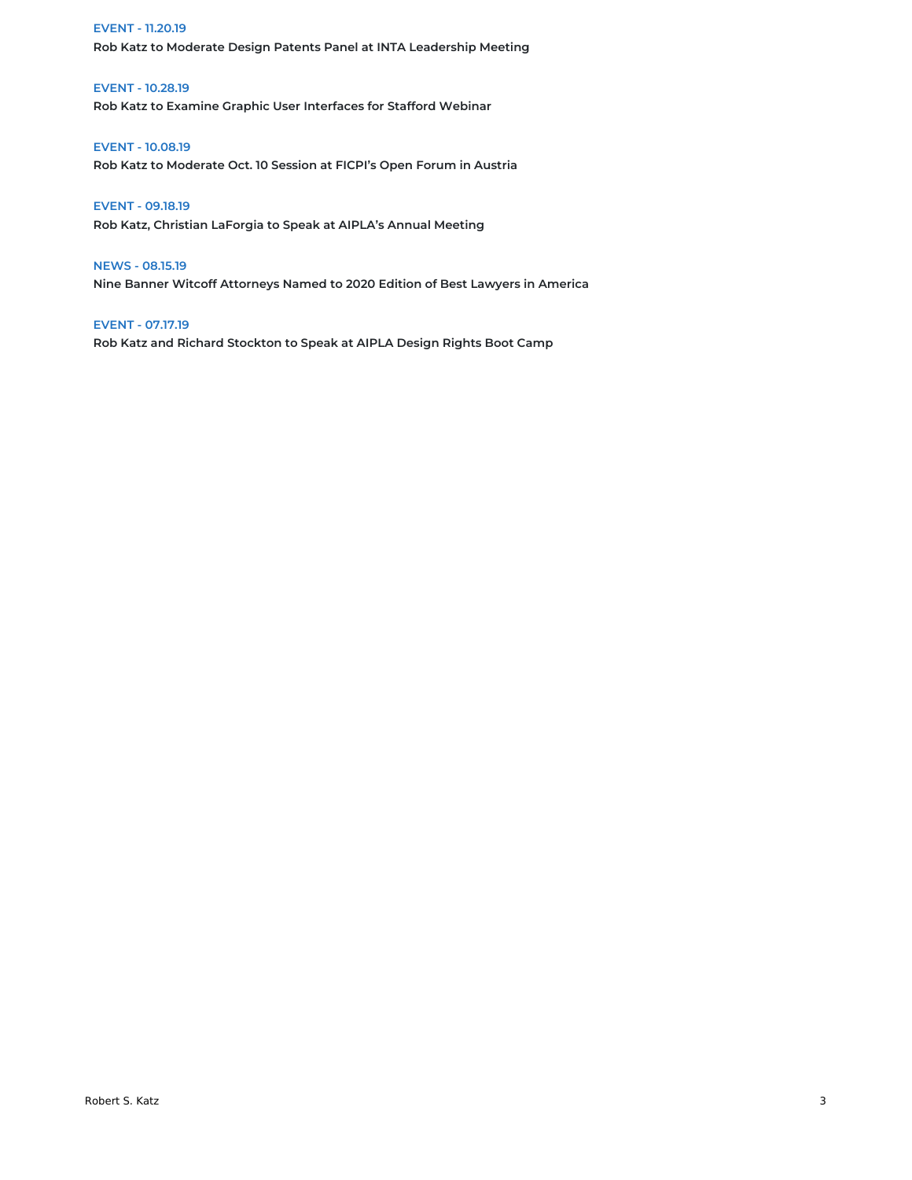**EVENT - 11.20.19**

**Rob Katz to Moderate Design Patents Panel at INTA Leadership Meeting**

**EVENT - 10.28.19**

**Rob Katz to Examine Graphic User Interfaces for Stafford Webinar**

**EVENT - 10.08.19**

**Rob Katz to Moderate Oct. 10 Session at FICPI's Open Forum in Austria**

**EVENT - 09.18.19**

**Rob Katz, Christian LaForgia to Speak at AIPLA's Annual Meeting**

**NEWS - 08.15.19**

**Nine Banner Witcoff Attorneys Named to 2020 Edition of Best Lawyers in America**

**EVENT - 07.17.19**

**Rob Katz and Richard Stockton to Speak at AIPLA Design Rights Boot Camp**